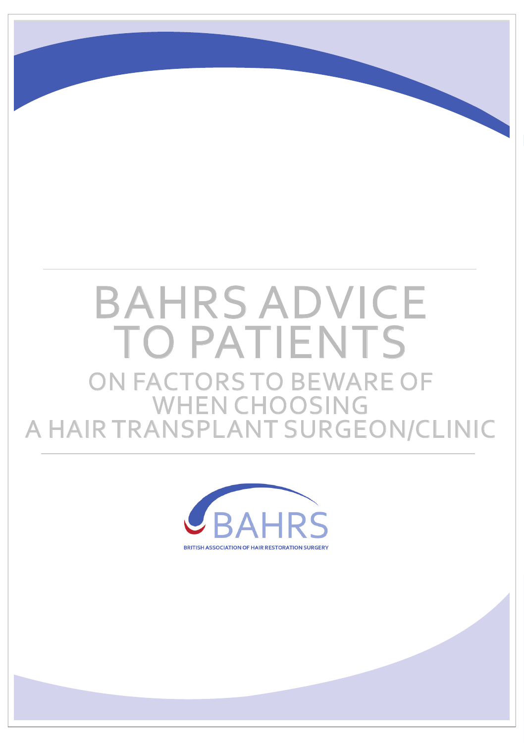# BAHRS ADVICE TO PATIENTS

## ON FACTORS TO BEWARE OF WHEN CHOOSING A HAIR TRANSPLANT SURGEON/CLINIC

BAHRS

BRITISH ASSOCIATION OF HAIR RESTORATION SURGERY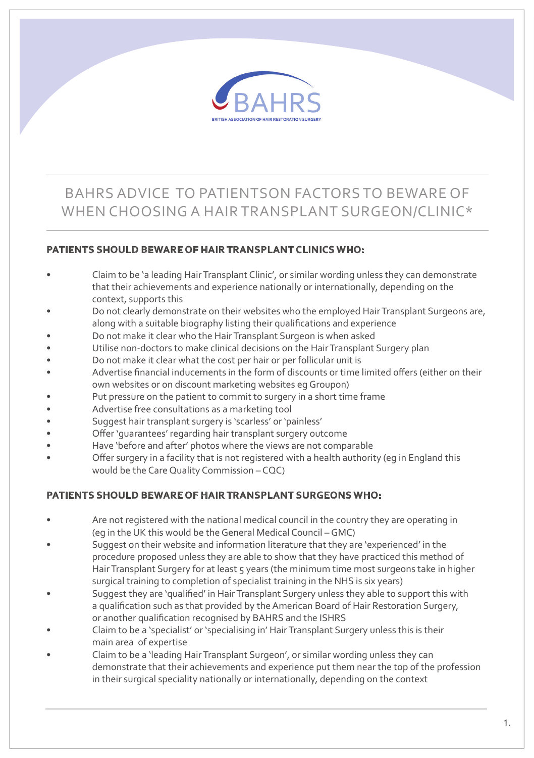BAHRS

BRITISH ASSOCIATION OF HAIR RESTORATION SURGERY

# BAHRS ADVICE TO PATIENTSON FACTORS TO BEWARE OF WHEN CHOOSING A HAIR TRANSPLANT SURGEON/CLINIC*

## PATIENTS SHOULD BEWARE OF HAIR TRANSPLANT CLINICS WHO:

- Claim to be 'a leading Hair Transplant Clinic', or similar wording unless they can demonstrate that their achievements and experience nationally or internationally, depending on the context, supports this
- Do not clearly demonstrate on their websites who the employed Hair Transplant Surgeons are, along with a suitable biography listing their qualifications and experience
- Do not make it clear who the Hair Transplant Surgeon is when asked
- Utilise non-doctors to make clinical decisions on the Hair Transplant Surgery plan
- Do not make it clear what the cost per hair or per follicular unit is
- Advertise financial inducements in the form of discounts or time limited offers (either on their own websites or on discount marketing websites eg Groupon)
- Put pressure on the patient to commit to surgery in a short time frame
- Advertise free consultations as a marketing tool
- Suggest hair transplant surgery is 'scarless' or 'painless'
- Offer 'guarantees' regarding hair transplant surgery outcome
- Have 'before and after' photos where the views are not comparable
- Offer surgery in a facility that is not registered with a health authority (eg in England this would be the Care Quality Commission – CQC)

## PATIENTS SHOULD BEWARE OF HAIR TRANSPLANT SURGEONS WHO:

- Are not registered with the national medical council in the country they are operating in (eg in the UK this would be the General Medical Council – GMC)
- Suggest on their website and information literature that they are 'experienced' in the procedure proposed unless they are able to show that they have practiced this method of Hair Transplant Surgery for at least 5 years (the minimum time most surgeons take in higher surgical training to completion of specialist training in the NHS is six years)
- Suggest they are 'qualified' in Hair Transplant Surgery unless they able to support this with a qualification such as that provided by the American Board of Hair Restoration Surgery, or another qualification recognised by BAHRS and the ISHRS
- Claim to be a 'specialist' or 'specialising in' Hair Transplant Surgery unless this is their main area of expertise
- Claim to be a 'leading Hair Transplant Surgeon', or similar wording unless they can demonstrate that their achievements and experience put them near the top of the profession in their surgical speciality nationally or internationally, depending on the context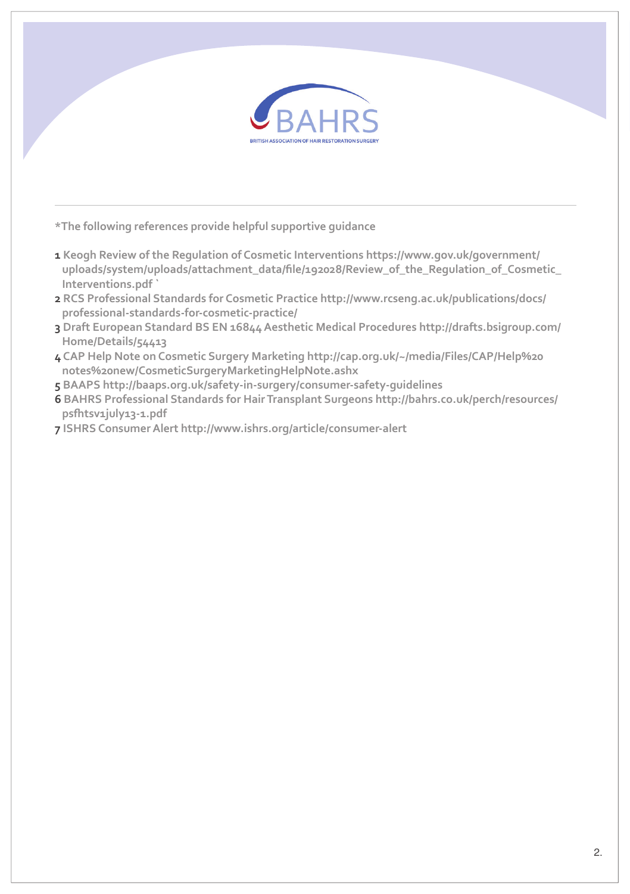BAHRS

BRITISH ASSOCIATION OF HAIR RESTORATION SURGERY

---

***The following references provide helpful supportive guidance**

1. **Keogh Review of the Regulation of Cosmetic Interventions https://www.gov.uk/government/uploads/system/uploads/attachment_data/file/192028/Review_of_the_Regulation_of_Cosmetic_Interventions.pdf `**
2. **RCS Professional Standards for Cosmetic Practice http://www.rcseng.ac.uk/publications/docs/professional-standards-for-cosmetic-practice/**
3. **Draft European Standard BS EN 16844 Aesthetic Medical Procedures http://drafts.bsigroup.com/Home/Details/54413**
4. **CAP Help Note on Cosmetic Surgery Marketing http://cap.org.uk/~/media/Files/CAP/Help%20notes%20new/CosmeticSurgeryMarketingHelpNote.ashx**
5. **BAAPS http://baaps.org.uk/safety-in-surgery/consumer-safety-guidelines**
6. **BAHRS Professional Standards for Hair Transplant Surgeons http://bahrs.co.uk/perch/resources/psfhtsv1july13-1.pdf**
7. **ISHRS Consumer Alert http://www.ishrs.org/article/consumer-alert**